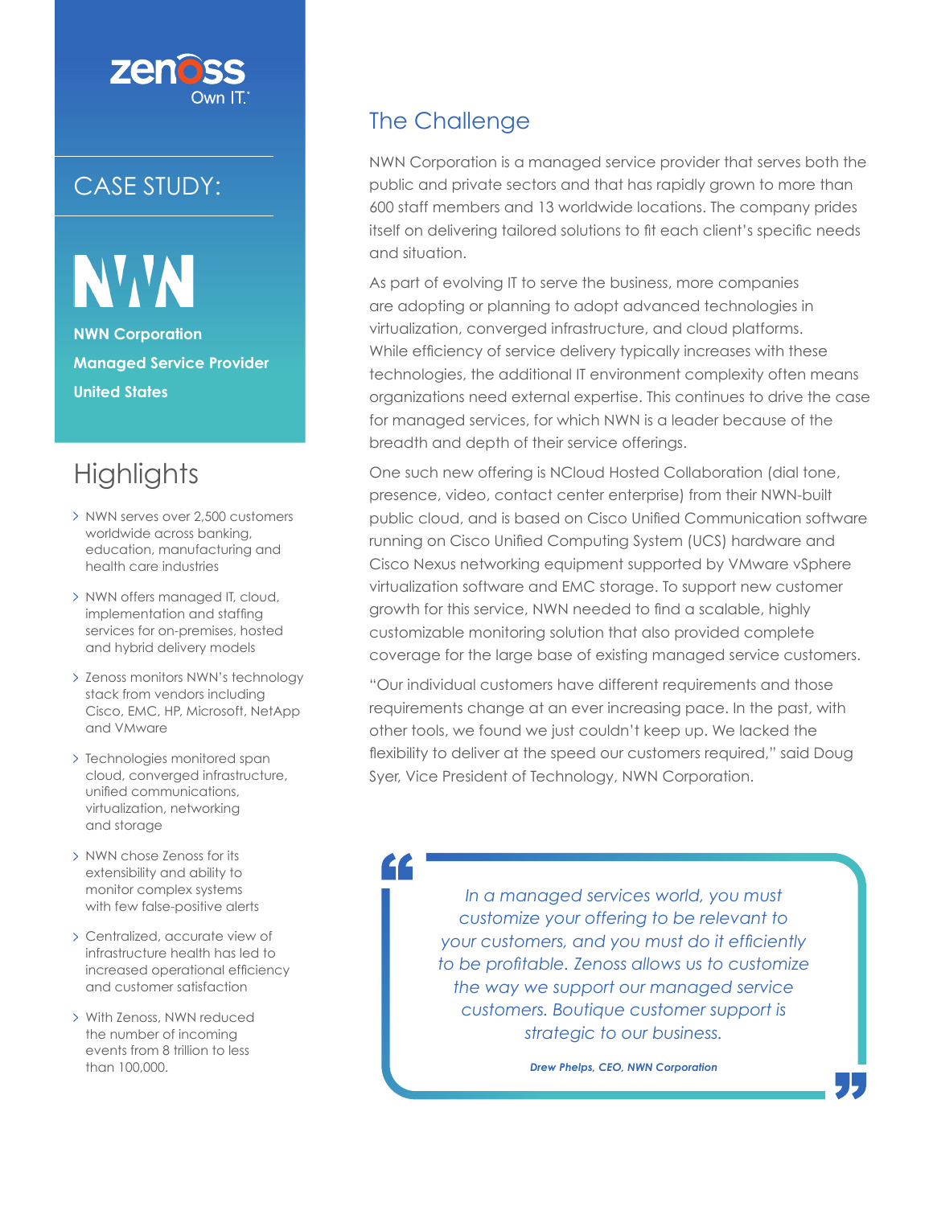zenoss Own IT.

# CASE STUDY:

NWN

**NWN Corporation**

**Managed Service Provider**

**United States**

## Highlights

- NWN serves over 2,500 customers worldwide across banking, education, manufacturing and health care industries
- NWN offers managed IT, cloud, implementation and staffing services for on-premises, hosted and hybrid delivery models
- Zenoss monitors NWN's technology stack from vendors including Cisco, EMC, HP, Microsoft, NetApp and VMware
- Technologies monitored span cloud, converged infrastructure, unified communications, virtualization, networking and storage
- NWN chose Zenoss for its extensibility and ability to monitor complex systems with few false-positive alerts
- Centralized, accurate view of infrastructure health has led to increased operational efficiency and customer satisfaction
- With Zenoss, NWN reduced the number of incoming events from 8 trillion to less than 100,000.

## The Challenge

NWN Corporation is a managed service provider that serves both the public and private sectors and that has rapidly grown to more than 600 staff members and 13 worldwide locations. The company prides itself on delivering tailored solutions to fit each client's specific needs and situation.

As part of evolving IT to serve the business, more companies are adopting or planning to adopt advanced technologies in virtualization, converged infrastructure, and cloud platforms. While efficiency of service delivery typically increases with these technologies, the additional IT environment complexity often means organizations need external expertise. This continues to drive the case for managed services, for which NWN is a leader because of the breadth and depth of their service offerings.

One such new offering is NCloud Hosted Collaboration (dial tone, presence, video, contact center enterprise) from their NWN-built public cloud, and is based on Cisco Unified Communication software running on Cisco Unified Computing System (UCS) hardware and Cisco Nexus networking equipment supported by VMware vSphere virtualization software and EMC storage. To support new customer growth for this service, NWN needed to find a scalable, highly customizable monitoring solution that also provided complete coverage for the large base of existing managed service customers.

"Our individual customers have different requirements and those requirements change at an ever increasing pace. In the past, with other tools, we found we just couldn't keep up. We lacked the flexibility to deliver at the speed our customers required," said Doug Syer, Vice President of Technology, NWN Corporation.

> *In a managed services world, you must customize your offering to be relevant to your customers, and you must do it efficiently to be profitable. Zenoss allows us to customize the way we support our managed service customers. Boutique customer support is strategic to our business.*
>
> ***Drew Phelps, CEO, NWN Corporation***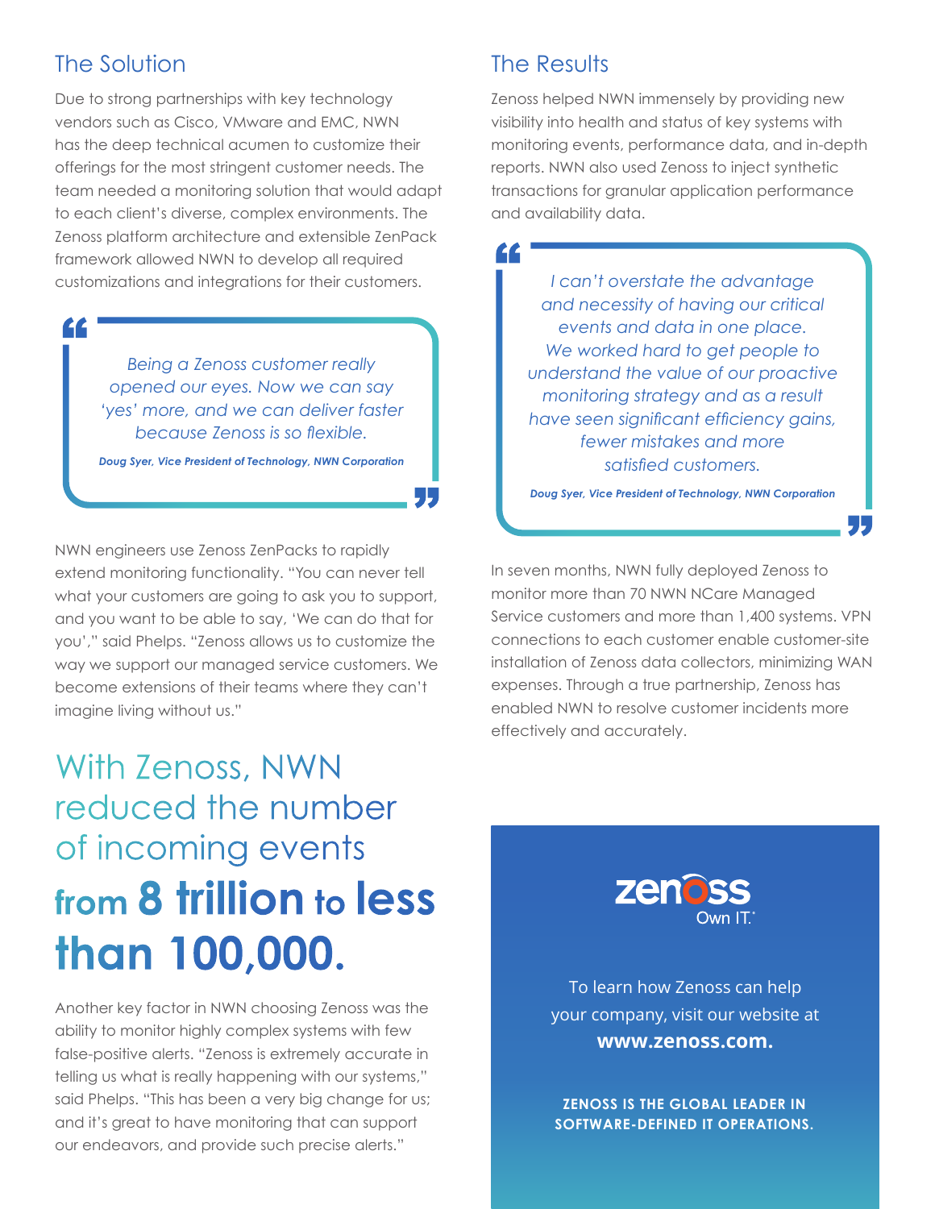## The Solution

Due to strong partnerships with key technology vendors such as Cisco, VMware and EMC, NWN has the deep technical acumen to customize their offerings for the most stringent customer needs. The team needed a monitoring solution that would adapt to each client's diverse, complex environments. The Zenoss platform architecture and extensible ZenPack framework allowed NWN to develop all required customizations and integrations for their customers.

> *Being a Zenoss customer really opened our eyes. Now we can say 'yes' more, and we can deliver faster because Zenoss is so flexible.*
>
> ***Doug Syer, Vice President of Technology, NWN Corporation***

NWN engineers use Zenoss ZenPacks to rapidly extend monitoring functionality. "You can never tell what your customers are going to ask you to support, and you want to be able to say, 'We can do that for you'," said Phelps. "Zenoss allows us to customize the way we support our managed service customers. We become extensions of their teams where they can't imagine living without us."

### With Zenoss, NWN reduced the number of incoming events **from 8 trillion to less than 100,000.**

Another key factor in NWN choosing Zenoss was the ability to monitor highly complex systems with few false-positive alerts. "Zenoss is extremely accurate in telling us what is really happening with our systems," said Phelps. "This has been a very big change for us; and it's great to have monitoring that can support our endeavors, and provide such precise alerts."

## The Results

Zenoss helped NWN immensely by providing new visibility into health and status of key systems with monitoring events, performance data, and in-depth reports. NWN also used Zenoss to inject synthetic transactions for granular application performance and availability data.

> *I can't overstate the advantage and necessity of having our critical events and data in one place. We worked hard to get people to understand the value of our proactive monitoring strategy and as a result have seen significant efficiency gains, fewer mistakes and more satisfied customers.*
>
> ***Doug Syer, Vice President of Technology, NWN Corporation***

In seven months, NWN fully deployed Zenoss to monitor more than 70 NWN NCare Managed Service customers and more than 1,400 systems. VPN connections to each customer enable customer-site installation of Zenoss data collectors, minimizing WAN expenses. Through a true partnership, Zenoss has enabled NWN to resolve customer incidents more effectively and accurately.

zenoss Own IT.

To learn how Zenoss can help your company, visit our website at **www.zenoss.com.**

**ZENOSS IS THE GLOBAL LEADER IN SOFTWARE-DEFINED IT OPERATIONS.**